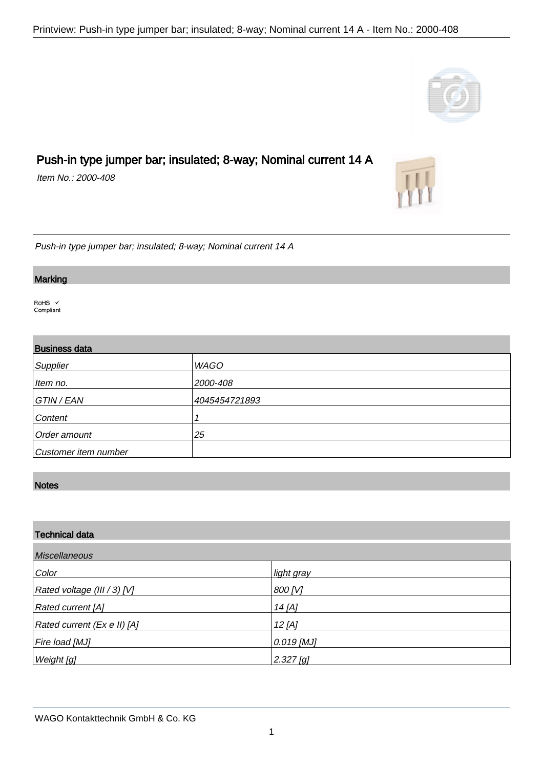# Push-in type jumper bar; insulated; 8-way; Nominal current 14 A

*Item No.: 2000-408*

*Push-in type jumper bar; insulated; 8-way; Nominal current 14 A*

## Marking

RoHS ✓
Compliant

## Business data

| | |
|---|---|
| *Supplier* | *WAGO* |
| *Item no.* | *2000-408* |
| *GTIN / EAN* | *4045454721893* |
| *Content* | *1* |
| *Order amount* | *25* |
| *Customer item number* | |

## Notes

## Technical data

| *Miscellaneous* | |
|---|---|
| *Color* | *light gray* |
| *Rated voltage (III / 3) [V]* | *800 [V]* |
| *Rated current [A]* | *14 [A]* |
| *Rated current (Ex e II) [A]* | *12 [A]* |
| *Fire load [MJ]* | *0.019 [MJ]* |
| *Weight [g]* | *2.327 [g]* |

WAGO Kontakttechnik GmbH & Co. KG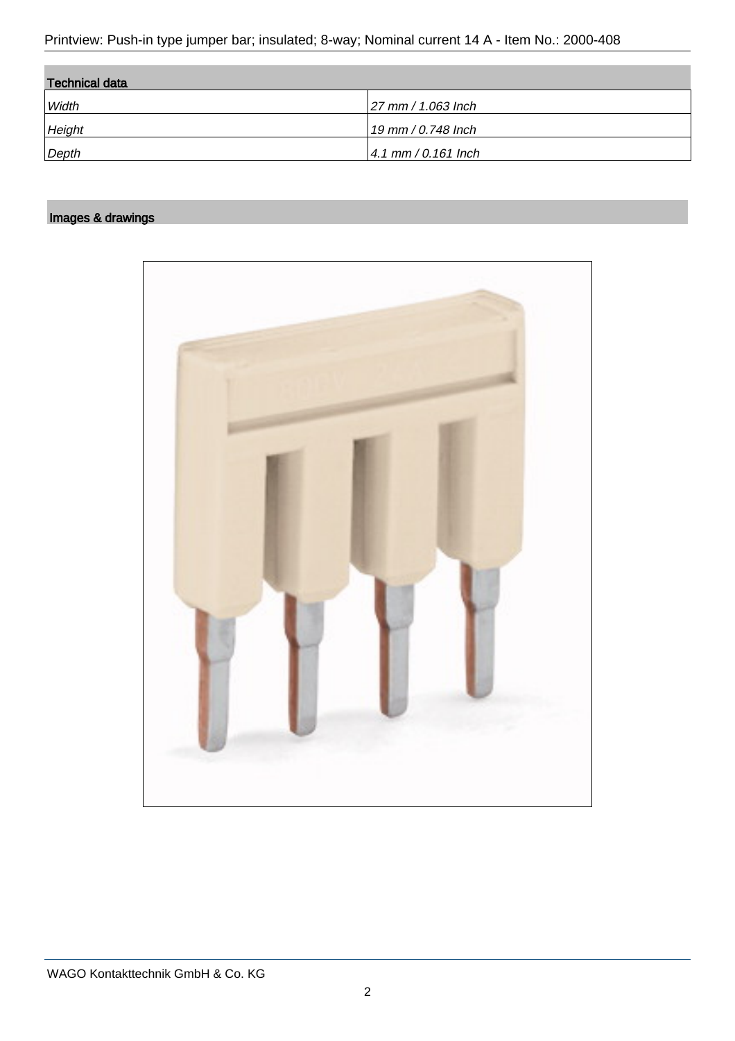## Technical data

| | |
|---|---|
| *Width* | *27 mm / 1.063 Inch* |
| *Height* | *19 mm / 0.748 Inch* |
| *Depth* | *4.1 mm / 0.161 Inch* |

## Images & drawings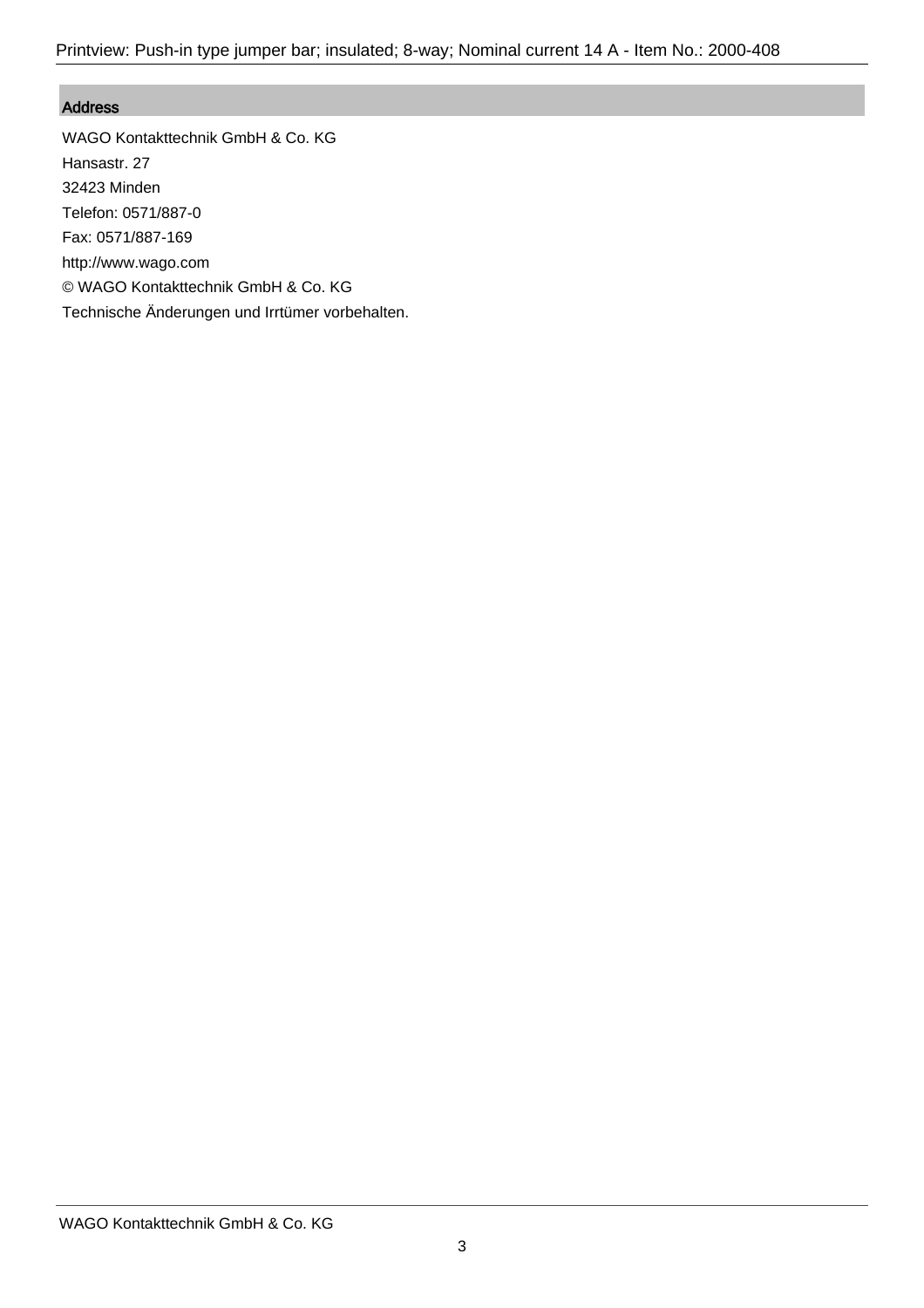## Address

WAGO Kontakttechnik GmbH & Co. KG

Hansastr. 27

32423 Minden

Telefon: 0571/887-0

Fax: 0571/887-169

http://www.wago.com

© WAGO Kontakttechnik GmbH & Co. KG

Technische Änderungen und Irrtümer vorbehalten.